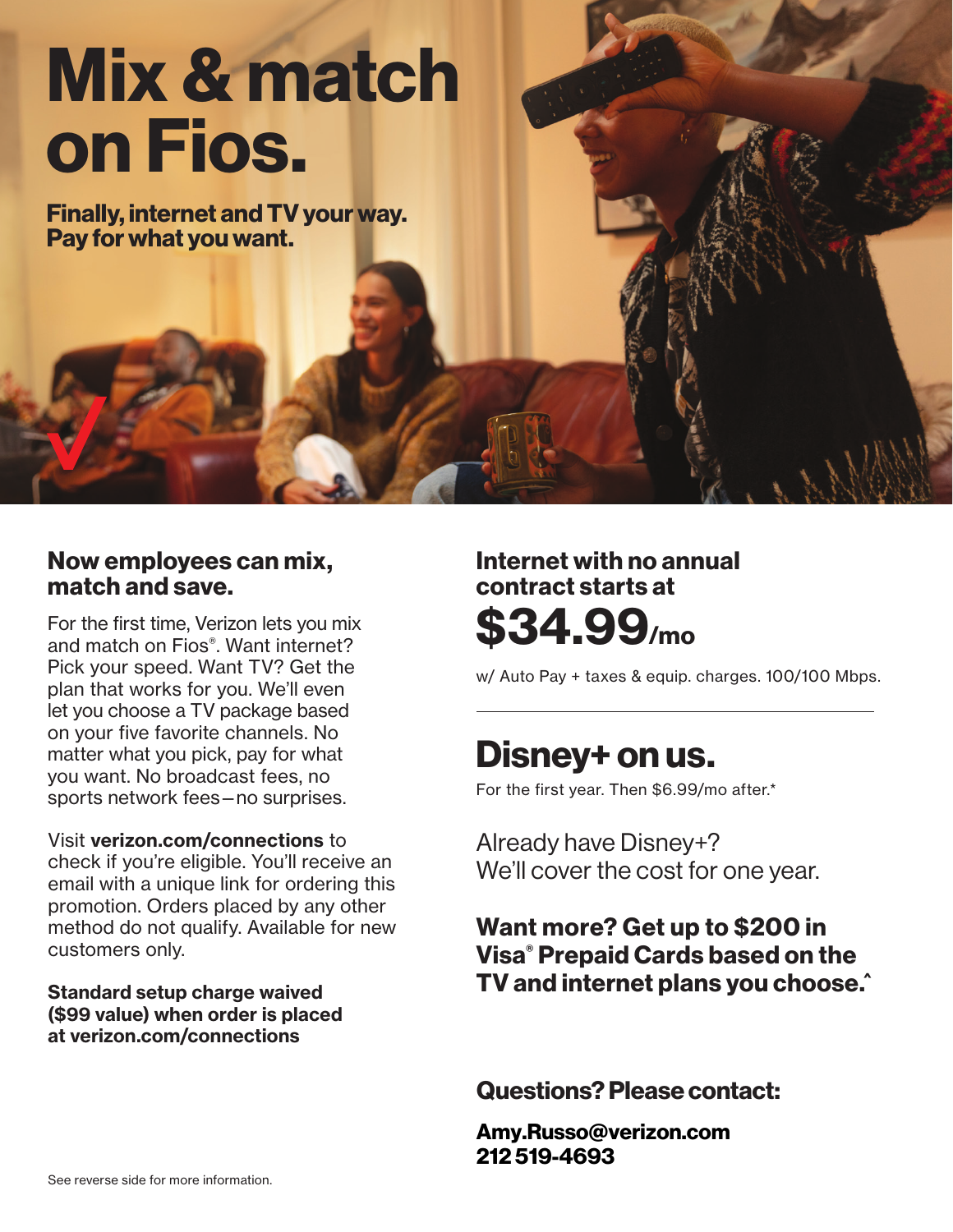# Mix & match on Fios.

**Finally, internet and TV your way. Pay for what you want.**

## Now employees can mix, match and save.

For the first time, Verizon lets you mix and match on Fios®. Want internet? Pick your speed. Want TV? Get the plan that works for you. We'll even let you choose a TV package based on your five favorite channels. No matter what you pick, pay for what you want. No broadcast fees, no sports network fees—no surprises.

Visit **verizon.com/connections** to check if you're eligible. You'll receive an email with a unique link for ordering this promotion. Orders placed by any other method do not qualify. Available for new customers only.

**Standard setup charge waived ($99 value) when order is placed at verizon.com/connections**

## Internet with no annual contract starts at

# $34.99/mo

w/ Auto Pay + taxes & equip. charges. 100/100 Mbps.

---

## Disney+ on us.

For the first year. Then $6.99/mo after.*

Already have Disney+?
We'll cover the cost for one year.

**Want more? Get up to $200 in Visa® Prepaid Cards based on the TV and internet plans you choose.^**

**Questions? Please contact:**

**Amy.Russo@verizon.com**
**212 519-4693**

See reverse side for more information.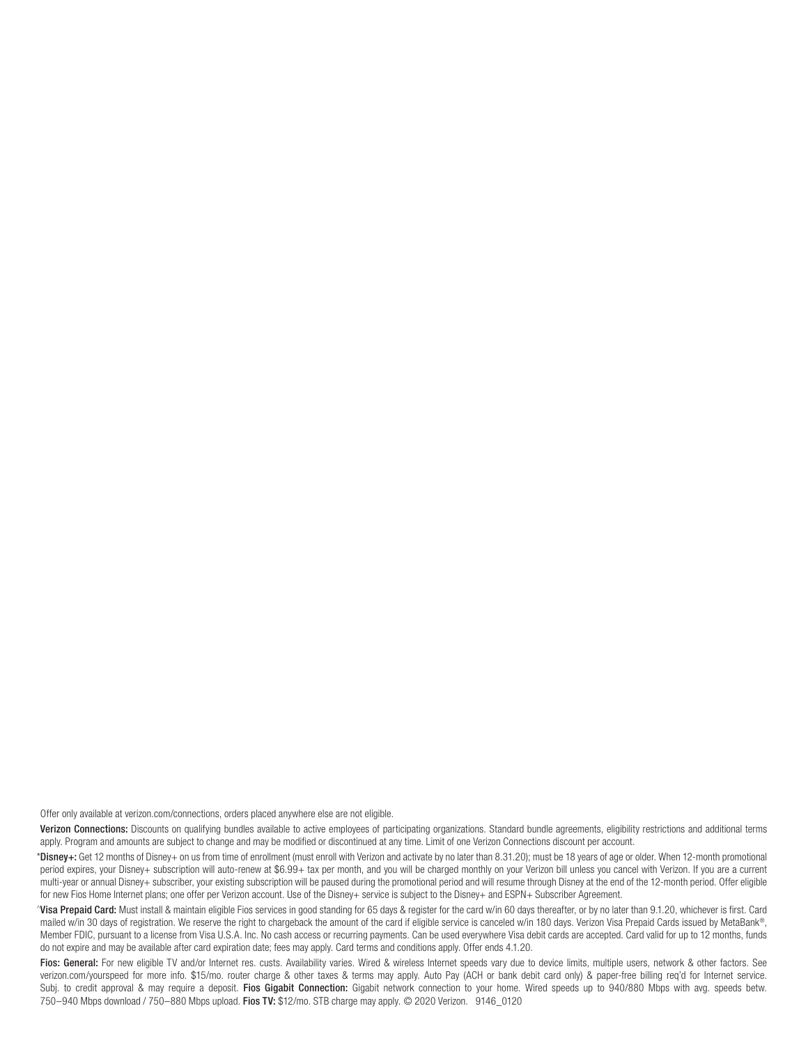Offer only available at verizon.com/connections, orders placed anywhere else are not eligible.

**Verizon Connections:** Discounts on qualifying bundles available to active employees of participating organizations. Standard bundle agreements, eligibility restrictions and additional terms apply. Program and amounts are subject to change and may be modified or discontinued at any time. Limit of one Verizon Connections discount per account.

\***Disney+:** Get 12 months of Disney+ on us from time of enrollment (must enroll with Verizon and activate by no later than 8.31.20); must be 18 years of age or older. When 12-month promotional period expires, your Disney+ subscription will auto-renew at $6.99+ tax per month, and you will be charged monthly on your Verizon bill unless you cancel with Verizon. If you are a current multi-year or annual Disney+ subscriber, your existing subscription will be paused during the promotional period and will resume through Disney at the end of the 12-month period. Offer eligible for new Fios Home Internet plans; one offer per Verizon account. Use of the Disney+ service is subject to the Disney+ and ESPN+ Subscriber Agreement.

^**Visa Prepaid Card:** Must install & maintain eligible Fios services in good standing for 65 days & register for the card w/in 60 days thereafter, or by no later than 9.1.20, whichever is first. Card mailed w/in 30 days of registration. We reserve the right to chargeback the amount of the card if eligible service is canceled w/in 180 days. Verizon Visa Prepaid Cards issued by MetaBank®, Member FDIC, pursuant to a license from Visa U.S.A. Inc. No cash access or recurring payments. Can be used everywhere Visa debit cards are accepted. Card valid for up to 12 months, funds do not expire and may be available after card expiration date; fees may apply. Card terms and conditions apply. Offer ends 4.1.20.

**Fios: General:** For new eligible TV and/or Internet res. custs. Availability varies. Wired & wireless Internet speeds vary due to device limits, multiple users, network & other factors. See verizon.com/yourspeed for more info. $15/mo. router charge & other taxes & terms may apply. Auto Pay (ACH or bank debit card only) & paper-free billing req'd for Internet service. Subj. to credit approval & may require a deposit. **Fios Gigabit Connection:** Gigabit network connection to your home. Wired speeds up to 940/880 Mbps with avg. speeds betw. 750–940 Mbps download / 750–880 Mbps upload. **Fios TV:** $12/mo. STB charge may apply. © 2020 Verizon. 9146_0120